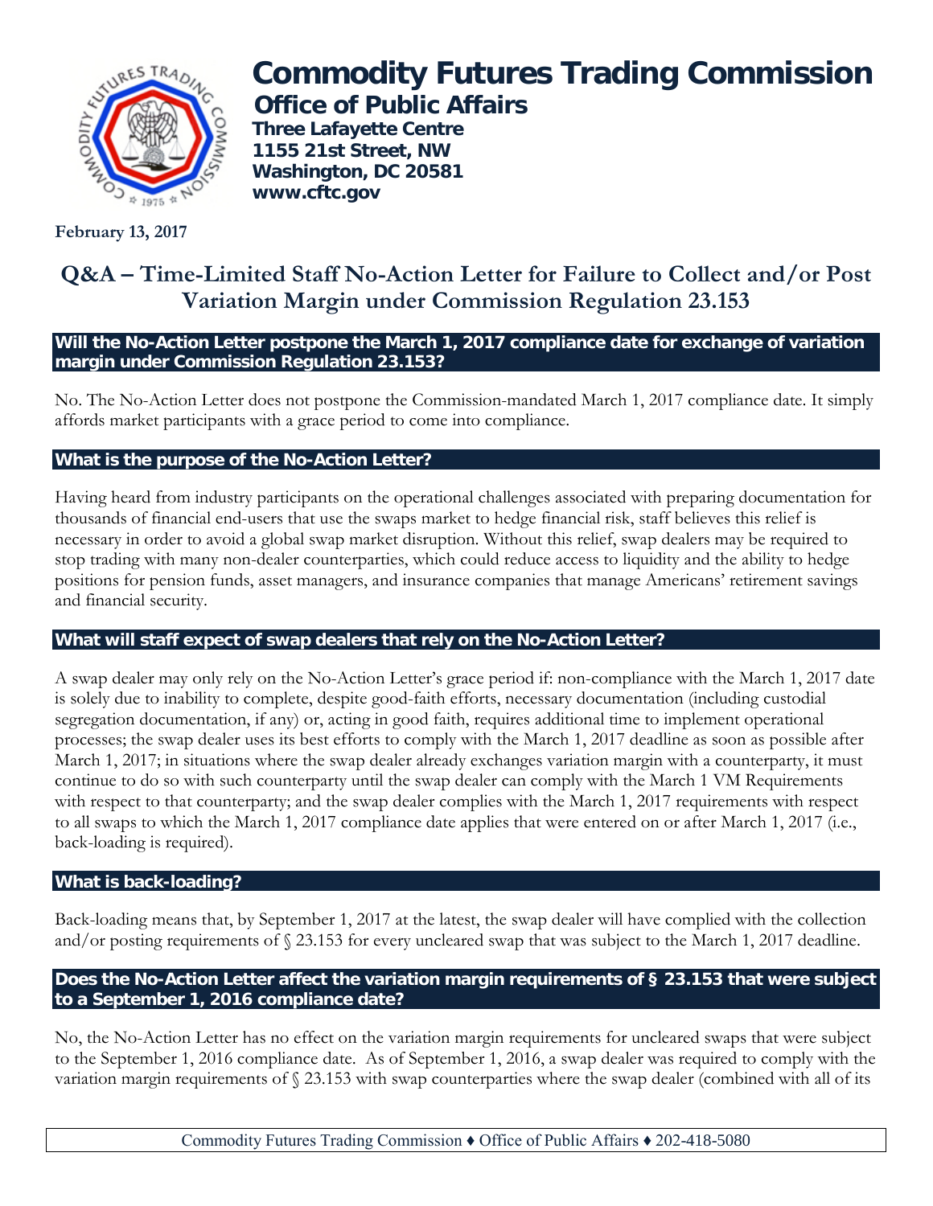# Commodity Futures Trading Commission

## Office of Public Affairs

**Three Lafayette Centre**
**1155 21st Street, NW**
**Washington, DC 20581**
**www.cftc.gov**

**February 13, 2017**

## Q&A – Time-Limited Staff No-Action Letter for Failure to Collect and/or Post Variation Margin under Commission Regulation 23.153

### Will the No-Action Letter postpone the March 1, 2017 compliance date for exchange of variation margin under Commission Regulation 23.153?

No. The No-Action Letter does not postpone the Commission-mandated March 1, 2017 compliance date. It simply affords market participants with a grace period to come into compliance.

### What is the purpose of the No-Action Letter?

Having heard from industry participants on the operational challenges associated with preparing documentation for thousands of financial end-users that use the swaps market to hedge financial risk, staff believes this relief is necessary in order to avoid a global swap market disruption. Without this relief, swap dealers may be required to stop trading with many non-dealer counterparties, which could reduce access to liquidity and the ability to hedge positions for pension funds, asset managers, and insurance companies that manage Americans' retirement savings and financial security.

### What will staff expect of swap dealers that rely on the No-Action Letter?

A swap dealer may only rely on the No-Action Letter's grace period if: non-compliance with the March 1, 2017 date is solely due to inability to complete, despite good-faith efforts, necessary documentation (including custodial segregation documentation, if any) or, acting in good faith, requires additional time to implement operational processes; the swap dealer uses its best efforts to comply with the March 1, 2017 deadline as soon as possible after March 1, 2017; in situations where the swap dealer already exchanges variation margin with a counterparty, it must continue to do so with such counterparty until the swap dealer can comply with the March 1 VM Requirements with respect to that counterparty; and the swap dealer complies with the March 1, 2017 requirements with respect to all swaps to which the March 1, 2017 compliance date applies that were entered on or after March 1, 2017 (i.e., back-loading is required).

### What is back-loading?

Back-loading means that, by September 1, 2017 at the latest, the swap dealer will have complied with the collection and/or posting requirements of § 23.153 for every uncleared swap that was subject to the March 1, 2017 deadline.

### Does the No-Action Letter affect the variation margin requirements of § 23.153 that were subject to a September 1, 2016 compliance date?

No, the No-Action Letter has no effect on the variation margin requirements for uncleared swaps that were subject to the September 1, 2016 compliance date. As of September 1, 2016, a swap dealer was required to comply with the variation margin requirements of § 23.153 with swap counterparties where the swap dealer (combined with all of its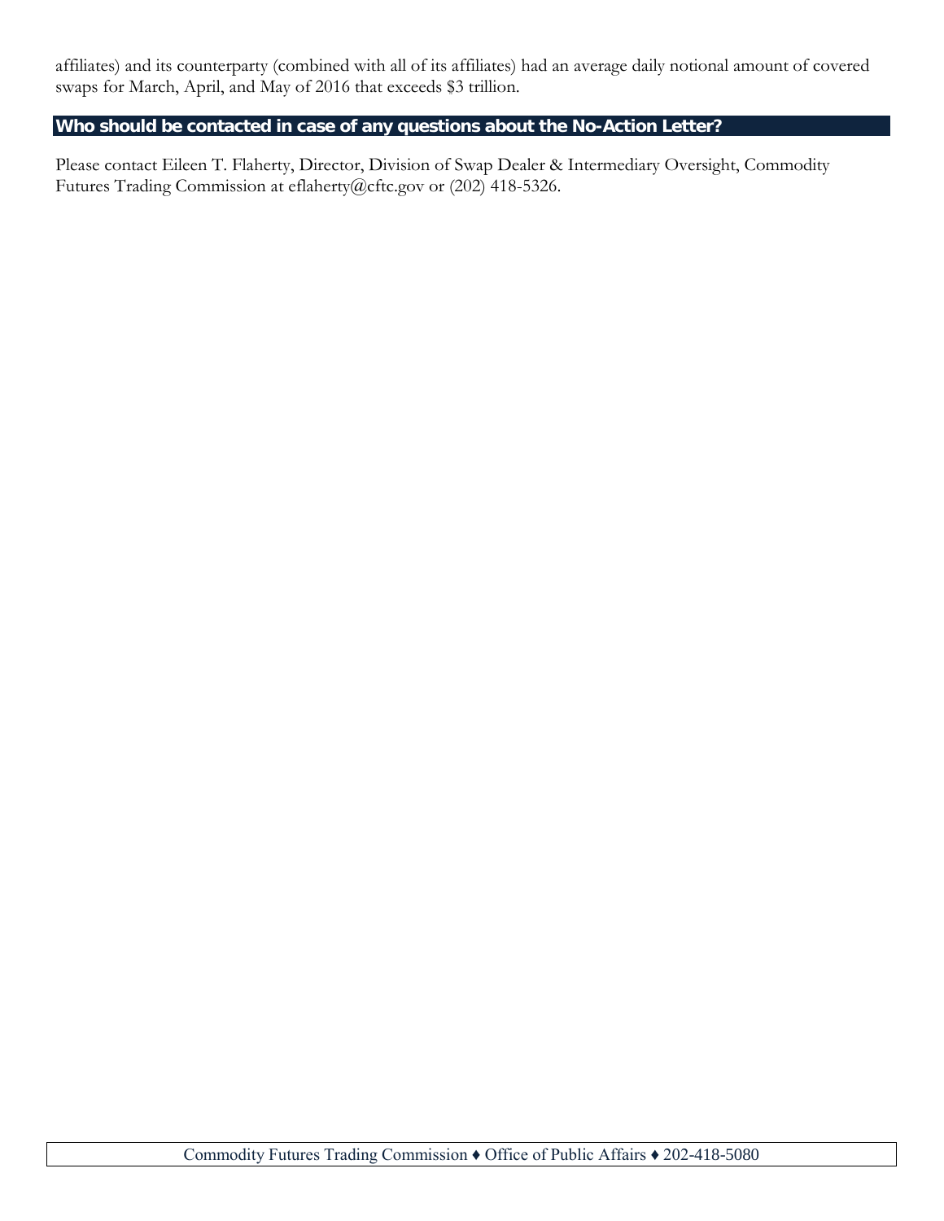affiliates) and its counterparty (combined with all of its affiliates) had an average daily notional amount of covered swaps for March, April, and May of 2016 that exceeds $3 trillion.

## Who should be contacted in case of any questions about the No-Action Letter?

Please contact Eileen T. Flaherty, Director, Division of Swap Dealer & Intermediary Oversight, Commodity Futures Trading Commission at eflaherty@cftc.gov or (202) 418-5326.